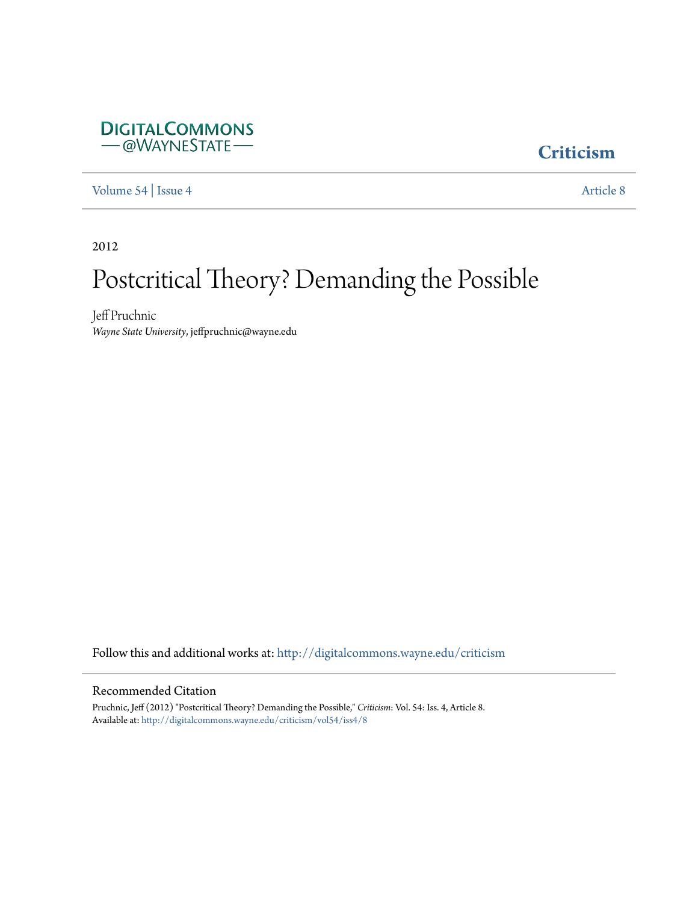DIGITALCOMMONS
— @WAYNESTATE —

**Criticism**

Volume 54 | Issue 4 Article 8

2012

# Postcritical Theory? Demanding the Possible

Jeff Pruchnic
*Wayne State University*, jeffpruchnic@wayne.edu

Follow this and additional works at: http://digitalcommons.wayne.edu/criticism

## Recommended Citation

Pruchnic, Jeff (2012) "Postcritical Theory? Demanding the Possible," *Criticism*: Vol. 54: Iss. 4, Article 8.
Available at: http://digitalcommons.wayne.edu/criticism/vol54/iss4/8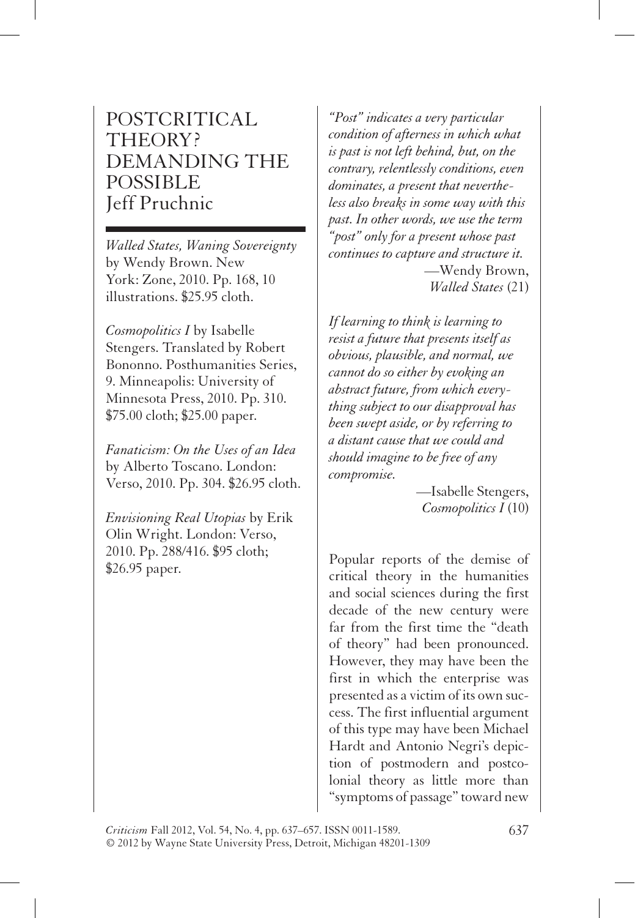# POSTCRITICAL THEORY? DEMANDING THE POSSIBLE

Jeff Pruchnic

*Walled States, Waning Sovereignty* by Wendy Brown. New York: Zone, 2010. Pp. 168, 10 illustrations. $25.95 cloth.

*Cosmopolitics I* by Isabelle Stengers. Translated by Robert Bononno. Posthumanities Series, 9. Minneapolis: University of Minnesota Press, 2010. Pp. 310. $75.00 cloth; $25.00 paper.

*Fanaticism: On the Uses of an Idea* by Alberto Toscano. London: Verso, 2010. Pp. 304. $26.95 cloth.

*Envisioning Real Utopias* by Erik Olin Wright. London: Verso, 2010. Pp. 288/416. $95 cloth; $26.95 paper.

> *"Post" indicates a very particular condition of afterness in which what is past is not left behind, but, on the contrary, relentlessly conditions, even dominates, a present that nevertheless also breaks in some way with this past. In other words, we use the term "post" only for a present whose past continues to capture and structure it.*
>
> —Wendy Brown, *Walled States* (21)

> *If learning to think is learning to resist a future that presents itself as obvious, plausible, and normal, we cannot do so either by evoking an abstract future, from which everything subject to our disapproval has been swept aside, or by referring to a distant cause that we could and should imagine to be free of any compromise.*
>
> —Isabelle Stengers, *Cosmopolitics I* (10)

Popular reports of the demise of critical theory in the humanities and social sciences during the first decade of the new century were far from the first time the "death of theory" had been pronounced. However, they may have been the first in which the enterprise was presented as a victim of its own success. The first influential argument of this type may have been Michael Hardt and Antonio Negri's depiction of postmodern and postcolonial theory as little more than "symptoms of passage" toward new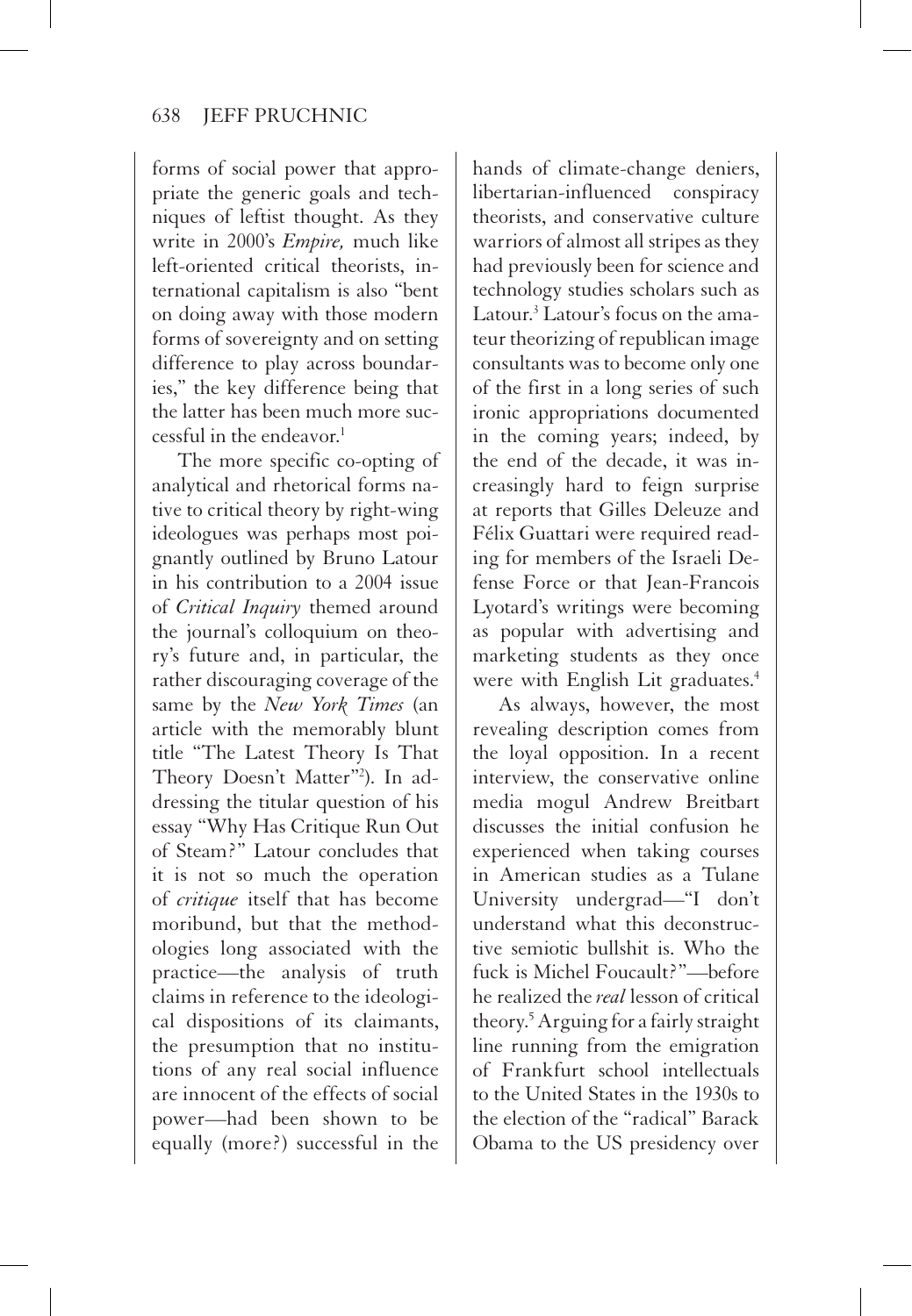forms of social power that appropriate the generic goals and techniques of leftist thought. As they write in 2000's *Empire,* much like left-oriented critical theorists, international capitalism is also "bent on doing away with those modern forms of sovereignty and on setting difference to play across boundaries," the key difference being that the latter has been much more successful in the endeavor.[1]

The more specific co-opting of analytical and rhetorical forms native to critical theory by right-wing ideologues was perhaps most poignantly outlined by Bruno Latour in his contribution to a 2004 issue of *Critical Inquiry* themed around the journal's colloquium on theory's future and, in particular, the rather discouraging coverage of the same by the *New York Times* (an article with the memorably blunt title "The Latest Theory Is That Theory Doesn't Matter"[2]). In addressing the titular question of his essay "Why Has Critique Run Out of Steam?" Latour concludes that it is not so much the operation of *critique* itself that has become moribund, but that the methodologies long associated with the practice—the analysis of truth claims in reference to the ideological dispositions of its claimants, the presumption that no institutions of any real social influence are innocent of the effects of social power—had been shown to be equally (more?) successful in the hands of climate-change deniers, libertarian-influenced conspiracy theorists, and conservative culture warriors of almost all stripes as they had previously been for science and technology studies scholars such as Latour.[3] Latour's focus on the amateur theorizing of republican image consultants was to become only one of the first in a long series of such ironic appropriations documented in the coming years; indeed, by the end of the decade, it was increasingly hard to feign surprise at reports that Gilles Deleuze and Félix Guattari were required reading for members of the Israeli Defense Force or that Jean-Francois Lyotard's writings were becoming as popular with advertising and marketing students as they once were with English Lit graduates.[4]

As always, however, the most revealing description comes from the loyal opposition. In a recent interview, the conservative online media mogul Andrew Breitbart discusses the initial confusion he experienced when taking courses in American studies as a Tulane University undergrad—"I don't understand what this deconstructive semiotic bullshit is. Who the fuck is Michel Foucault?"—before he realized the *real* lesson of critical theory.[5] Arguing for a fairly straight line running from the emigration of Frankfurt school intellectuals to the United States in the 1930s to the election of the "radical" Barack Obama to the US presidency over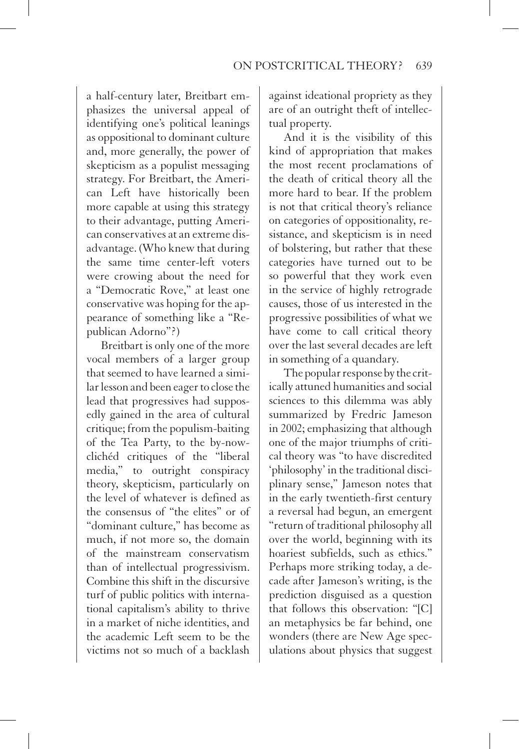a half-century later, Breitbart emphasizes the universal appeal of identifying one's political leanings as oppositional to dominant culture and, more generally, the power of skepticism as a populist messaging strategy. For Breitbart, the American Left have historically been more capable at using this strategy to their advantage, putting American conservatives at an extreme disadvantage. (Who knew that during the same time center-left voters were crowing about the need for a "Democratic Rove," at least one conservative was hoping for the appearance of something like a "Republican Adorno"?)

Breitbart is only one of the more vocal members of a larger group that seemed to have learned a similar lesson and been eager to close the lead that progressives had supposedly gained in the area of cultural critique; from the populism-baiting of the Tea Party, to the by-now-clichéd critiques of the "liberal media," to outright conspiracy theory, skepticism, particularly on the level of whatever is defined as the consensus of "the elites" or of "dominant culture," has become as much, if not more so, the domain of the mainstream conservatism than of intellectual progressivism. Combine this shift in the discursive turf of public politics with international capitalism's ability to thrive in a market of niche identities, and the academic Left seem to be the victims not so much of a backlash against ideational propriety as they are of an outright theft of intellectual property.

And it is the visibility of this kind of appropriation that makes the most recent proclamations of the death of critical theory all the more hard to bear. If the problem is not that critical theory's reliance on categories of oppositionality, resistance, and skepticism is in need of bolstering, but rather that these categories have turned out to be so powerful that they work even in the service of highly retrograde causes, those of us interested in the progressive possibilities of what we have come to call critical theory over the last several decades are left in something of a quandary.

The popular response by the critically attuned humanities and social sciences to this dilemma was ably summarized by Fredric Jameson in 2002; emphasizing that although one of the major triumphs of critical theory was "to have discredited 'philosophy' in the traditional disciplinary sense," Jameson notes that in the early twentieth-first century a reversal had begun, an emergent "return of traditional philosophy all over the world, beginning with its hoariest subfields, such as ethics." Perhaps more striking today, a decade after Jameson's writing, is the prediction disguised as a question that follows this observation: "[C]an metaphysics be far behind, one wonders (there are New Age speculations about physics that suggest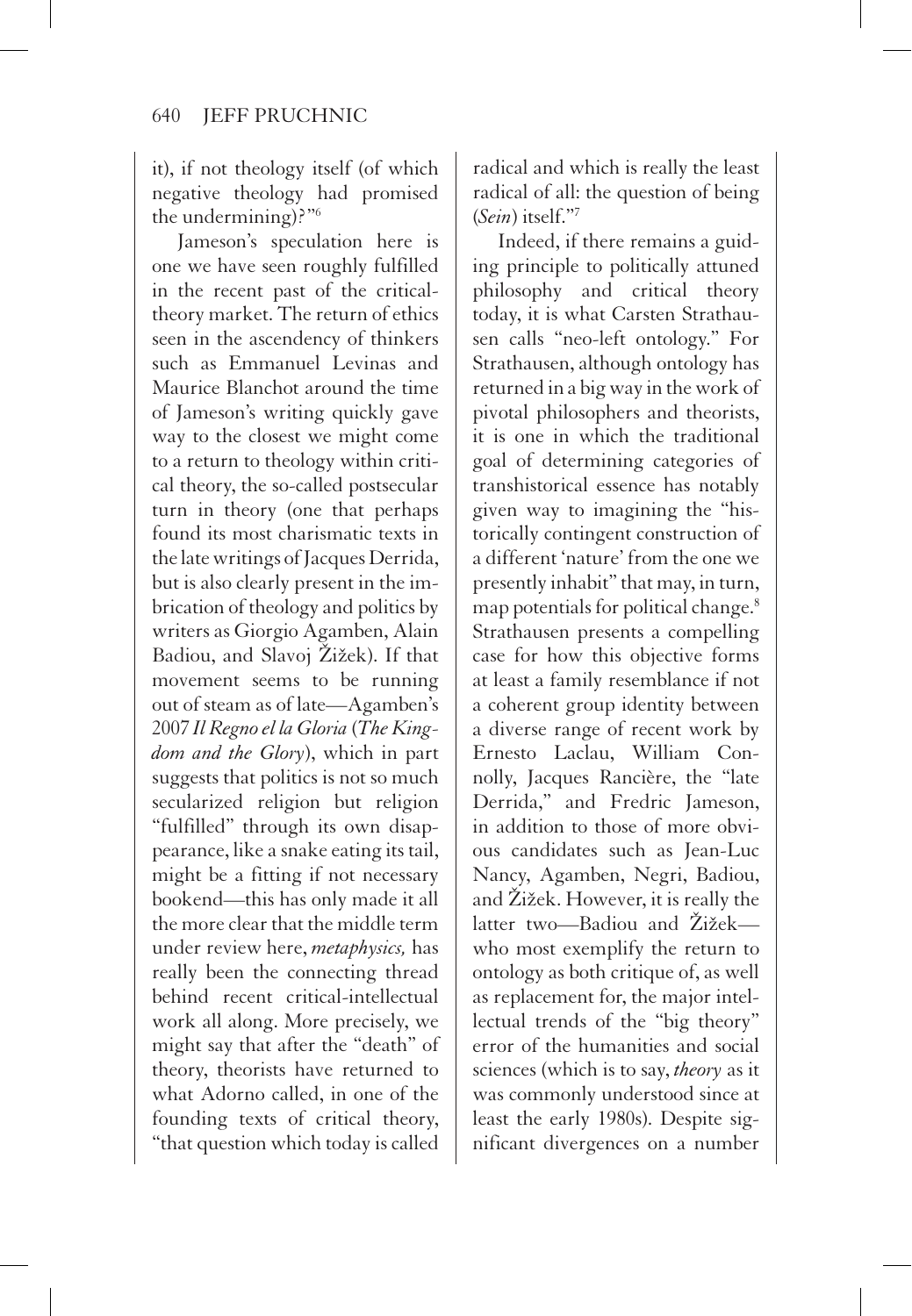it), if not theology itself (of which negative theology had promised the undermining)?"[6]

Jameson's speculation here is one we have seen roughly fulfilled in the recent past of the critical-theory market. The return of ethics seen in the ascendency of thinkers such as Emmanuel Levinas and Maurice Blanchot around the time of Jameson's writing quickly gave way to the closest we might come to a return to theology within critical theory, the so-called postsecular turn in theory (one that perhaps found its most charismatic texts in the late writings of Jacques Derrida, but is also clearly present in the imbrication of theology and politics by writers as Giorgio Agamben, Alain Badiou, and Slavoj Žižek). If that movement seems to be running out of steam as of late—Agamben's 2007 *Il Regno el la Gloria* (*The Kingdom and the Glory*), which in part suggests that politics is not so much secularized religion but religion "fulfilled" through its own disappearance, like a snake eating its tail, might be a fitting if not necessary bookend—this has only made it all the more clear that the middle term under review here, *metaphysics,* has really been the connecting thread behind recent critical-intellectual work all along. More precisely, we might say that after the "death" of theory, theorists have returned to what Adorno called, in one of the founding texts of critical theory, "that question which today is called radical and which is really the least radical of all: the question of being (*Sein*) itself."[7]

Indeed, if there remains a guiding principle to politically attuned philosophy and critical theory today, it is what Carsten Strathausen calls "neo-left ontology." For Strathausen, although ontology has returned in a big way in the work of pivotal philosophers and theorists, it is one in which the traditional goal of determining categories of transhistorical essence has notably given way to imagining the "historically contingent construction of a different 'nature' from the one we presently inhabit" that may, in turn, map potentials for political change.[8] Strathausen presents a compelling case for how this objective forms at least a family resemblance if not a coherent group identity between a diverse range of recent work by Ernesto Laclau, William Connolly, Jacques Rancière, the "late Derrida," and Fredric Jameson, in addition to those of more obvious candidates such as Jean-Luc Nancy, Agamben, Negri, Badiou, and Žižek. However, it is really the latter two—Badiou and Žižek—who most exemplify the return to ontology as both critique of, as well as replacement for, the major intellectual trends of the "big theory" error of the humanities and social sciences (which is to say, *theory* as it was commonly understood since at least the early 1980s). Despite significant divergences on a number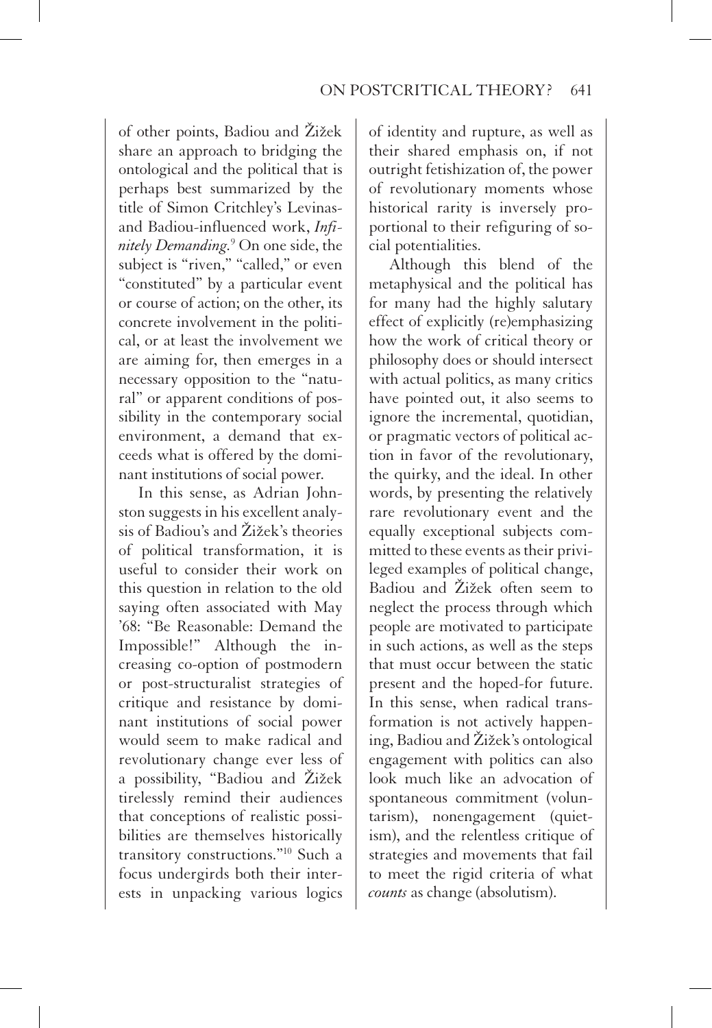of other points, Badiou and Žižek share an approach to bridging the ontological and the political that is perhaps best summarized by the title of Simon Critchley's Levinas- and Badiou-influenced work, *Infinitely Demanding*.[9] On one side, the subject is "riven," "called," or even "constituted" by a particular event or course of action; on the other, its concrete involvement in the political, or at least the involvement we are aiming for, then emerges in a necessary opposition to the "natural" or apparent conditions of possibility in the contemporary social environment, a demand that exceeds what is offered by the dominant institutions of social power.

In this sense, as Adrian Johnston suggests in his excellent analysis of Badiou's and Žižek's theories of political transformation, it is useful to consider their work on this question in relation to the old saying often associated with May '68: "Be Reasonable: Demand the Impossible!" Although the increasing co-option of postmodern or post-structuralist strategies of critique and resistance by dominant institutions of social power would seem to make radical and revolutionary change ever less of a possibility, "Badiou and Žižek tirelessly remind their audiences that conceptions of realistic possibilities are themselves historically transitory constructions."[10] Such a focus undergirds both their interests in unpacking various logics of identity and rupture, as well as their shared emphasis on, if not outright fetishization of, the power of revolutionary moments whose historical rarity is inversely proportional to their refiguring of social potentialities.

Although this blend of the metaphysical and the political has for many had the highly salutary effect of explicitly (re)emphasizing how the work of critical theory or philosophy does or should intersect with actual politics, as many critics have pointed out, it also seems to ignore the incremental, quotidian, or pragmatic vectors of political action in favor of the revolutionary, the quirky, and the ideal. In other words, by presenting the relatively rare revolutionary event and the equally exceptional subjects committed to these events as their privileged examples of political change, Badiou and Žižek often seem to neglect the process through which people are motivated to participate in such actions, as well as the steps that must occur between the static present and the hoped-for future. In this sense, when radical transformation is not actively happening, Badiou and Žižek's ontological engagement with politics can also look much like an advocation of spontaneous commitment (voluntarism), nonengagement (quietism), and the relentless critique of strategies and movements that fail to meet the rigid criteria of what *counts* as change (absolutism).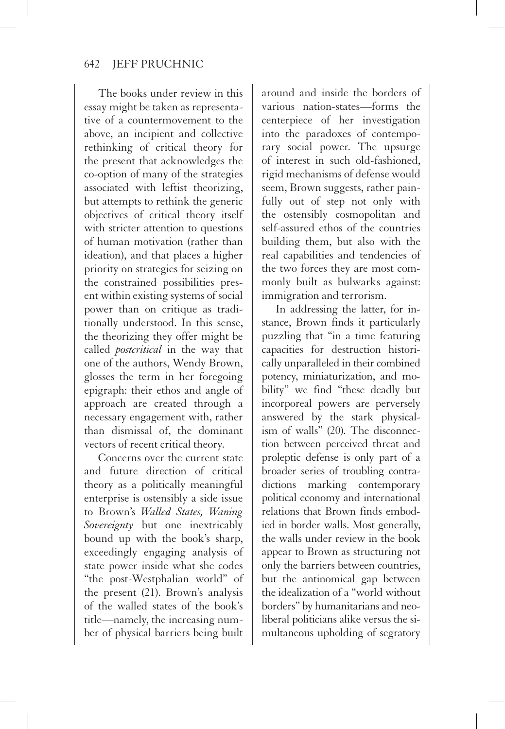The books under review in this essay might be taken as representative of a countermovement to the above, an incipient and collective rethinking of critical theory for the present that acknowledges the co-option of many of the strategies associated with leftist theorizing, but attempts to rethink the generic objectives of critical theory itself with stricter attention to questions of human motivation (rather than ideation), and that places a higher priority on strategies for seizing on the constrained possibilities present within existing systems of social power than on critique as traditionally understood. In this sense, the theorizing they offer might be called *postcritical* in the way that one of the authors, Wendy Brown, glosses the term in her foregoing epigraph: their ethos and angle of approach are created through a necessary engagement with, rather than dismissal of, the dominant vectors of recent critical theory.

Concerns over the current state and future direction of critical theory as a politically meaningful enterprise is ostensibly a side issue to Brown's *Walled States, Waning Sovereignty* but one inextricably bound up with the book's sharp, exceedingly engaging analysis of state power inside what she codes "the post-Westphalian world" of the present (21). Brown's analysis of the walled states of the book's title—namely, the increasing number of physical barriers being built around and inside the borders of various nation-states—forms the centerpiece of her investigation into the paradoxes of contemporary social power. The upsurge of interest in such old-fashioned, rigid mechanisms of defense would seem, Brown suggests, rather painfully out of step not only with the ostensibly cosmopolitan and self-assured ethos of the countries building them, but also with the real capabilities and tendencies of the two forces they are most commonly built as bulwarks against: immigration and terrorism.

In addressing the latter, for instance, Brown finds it particularly puzzling that "in a time featuring capacities for destruction historically unparalleled in their combined potency, miniaturization, and mobility" we find "these deadly but incorporeal powers are perversely answered by the stark physicalism of walls" (20). The disconnection between perceived threat and proleptic defense is only part of a broader series of troubling contradictions marking contemporary political economy and international relations that Brown finds embodied in border walls. Most generally, the walls under review in the book appear to Brown as structuring not only the barriers between countries, but the antinomical gap between the idealization of a "world without borders" by humanitarians and neoliberal politicians alike versus the simultaneous upholding of segratory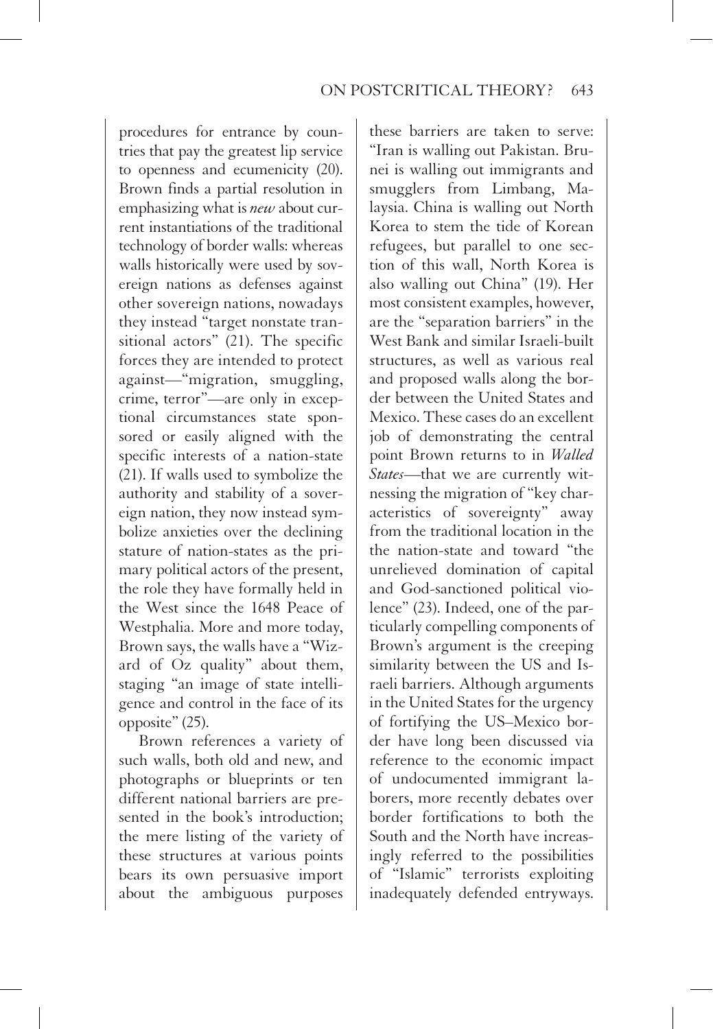procedures for entrance by countries that pay the greatest lip service to openness and ecumenicity (20). Brown finds a partial resolution in emphasizing what is *new* about current instantiations of the traditional technology of border walls: whereas walls historically were used by sovereign nations as defenses against other sovereign nations, nowadays they instead "target nonstate transitional actors" (21). The specific forces they are intended to protect against—"migration, smuggling, crime, terror"—are only in exceptional circumstances state sponsored or easily aligned with the specific interests of a nation-state (21). If walls used to symbolize the authority and stability of a sovereign nation, they now instead symbolize anxieties over the declining stature of nation-states as the primary political actors of the present, the role they have formally held in the West since the 1648 Peace of Westphalia. More and more today, Brown says, the walls have a "Wizard of Oz quality" about them, staging "an image of state intelligence and control in the face of its opposite" (25).

Brown references a variety of such walls, both old and new, and photographs or blueprints or ten different national barriers are presented in the book's introduction; the mere listing of the variety of these structures at various points bears its own persuasive import about the ambiguous purposes these barriers are taken to serve: "Iran is walling out Pakistan. Brunei is walling out immigrants and smugglers from Limbang, Malaysia. China is walling out North Korea to stem the tide of Korean refugees, but parallel to one section of this wall, North Korea is also walling out China" (19). Her most consistent examples, however, are the "separation barriers" in the West Bank and similar Israeli-built structures, as well as various real and proposed walls along the border between the United States and Mexico. These cases do an excellent job of demonstrating the central point Brown returns to in *Walled States*—that we are currently witnessing the migration of "key characteristics of sovereignty" away from the traditional location in the the nation-state and toward "the unrelieved domination of capital and God-sanctioned political violence" (23). Indeed, one of the particularly compelling components of Brown's argument is the creeping similarity between the US and Israeli barriers. Although arguments in the United States for the urgency of fortifying the US–Mexico border have long been discussed via reference to the economic impact of undocumented immigrant laborers, more recently debates over border fortifications to both the South and the North have increasingly referred to the possibilities of "Islamic" terrorists exploiting inadequately defended entryways.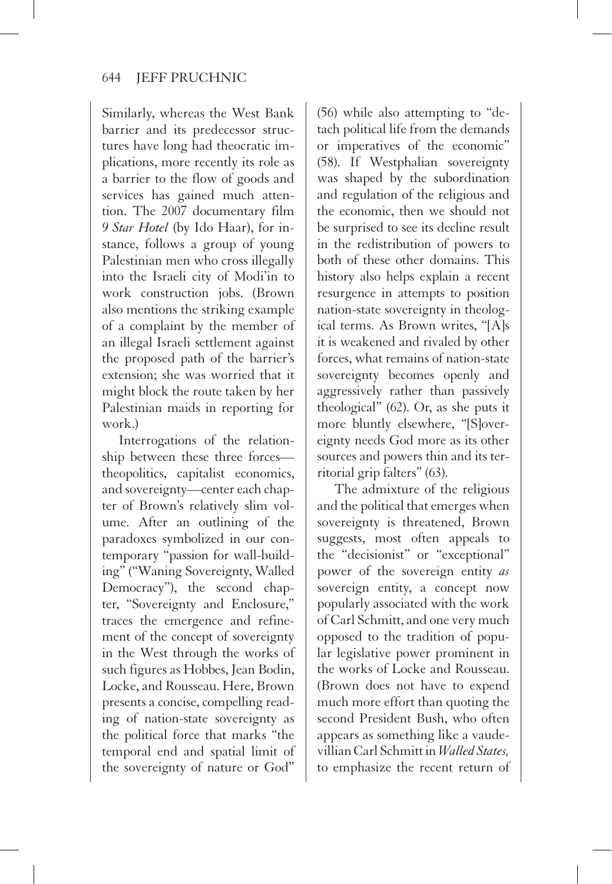Similarly, whereas the West Bank barrier and its predecessor structures have long had theocratic implications, more recently its role as a barrier to the flow of goods and services has gained much attention. The 2007 documentary film *9 Star Hotel* (by Ido Haar), for instance, follows a group of young Palestinian men who cross illegally into the Israeli city of Modi'in to work construction jobs. (Brown also mentions the striking example of a complaint by the member of an illegal Israeli settlement against the proposed path of the barrier's extension; she was worried that it might block the route taken by her Palestinian maids in reporting for work.)

Interrogations of the relationship between these three forces—theopolitics, capitalist economics, and sovereignty—center each chapter of Brown's relatively slim volume. After an outlining of the paradoxes symbolized in our contemporary "passion for wall-building" ("Waning Sovereignty, Walled Democracy"), the second chapter, "Sovereignty and Enclosure," traces the emergence and refinement of the concept of sovereignty in the West through the works of such figures as Hobbes, Jean Bodin, Locke, and Rousseau. Here, Brown presents a concise, compelling reading of nation-state sovereignty as the political force that marks "the temporal end and spatial limit of the sovereignty of nature or God" (56) while also attempting to "detach political life from the demands or imperatives of the economic" (58). If Westphalian sovereignty was shaped by the subordination and regulation of the religious and the economic, then we should not be surprised to see its decline result in the redistribution of powers to both of these other domains. This history also helps explain a recent resurgence in attempts to position nation-state sovereignty in theological terms. As Brown writes, "[A]s it is weakened and rivaled by other forces, what remains of nation-state sovereignty becomes openly and aggressively rather than passively theological" (62). Or, as she puts it more bluntly elsewhere, "[S]overeignty needs God more as its other sources and powers thin and its territorial grip falters" (63).

The admixture of the religious and the political that emerges when sovereignty is threatened, Brown suggests, most often appeals to the "decisionist" or "exceptional" power of the sovereign entity *as* sovereign entity, a concept now popularly associated with the work of Carl Schmitt, and one very much opposed to the tradition of popular legislative power prominent in the works of Locke and Rousseau. (Brown does not have to expend much more effort than quoting the second President Bush, who often appears as something like a vaudevillian Carl Schmitt in *Walled States,* to emphasize the recent return of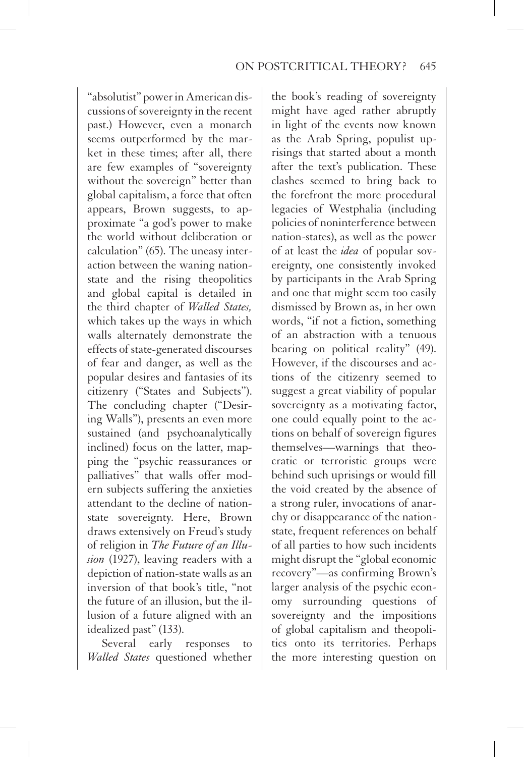"absolutist" power in American discussions of sovereignty in the recent past.) However, even a monarch seems outperformed by the market in these times; after all, there are few examples of "sovereignty without the sovereign" better than global capitalism, a force that often appears, Brown suggests, to approximate "a god's power to make the world without deliberation or calculation" (65). The uneasy interaction between the waning nation-state and the rising theopolitics and global capital is detailed in the third chapter of *Walled States,* which takes up the ways in which walls alternately demonstrate the effects of state-generated discourses of fear and danger, as well as the popular desires and fantasies of its citizenry ("States and Subjects"). The concluding chapter ("Desiring Walls"), presents an even more sustained (and psychoanalytically inclined) focus on the latter, mapping the "psychic reassurances or palliatives" that walls offer modern subjects suffering the anxieties attendant to the decline of nation-state sovereignty. Here, Brown draws extensively on Freud's study of religion in *The Future of an Illusion* (1927), leaving readers with a depiction of nation-state walls as an inversion of that book's title, "not the future of an illusion, but the illusion of a future aligned with an idealized past" (133).

Several early responses to *Walled States* questioned whether the book's reading of sovereignty might have aged rather abruptly in light of the events now known as the Arab Spring, populist uprisings that started about a month after the text's publication. These clashes seemed to bring back to the forefront the more procedural legacies of Westphalia (including policies of noninterference between nation-states), as well as the power of at least the *idea* of popular sovereignty, one consistently invoked by participants in the Arab Spring and one that might seem too easily dismissed by Brown as, in her own words, "if not a fiction, something of an abstraction with a tenuous bearing on political reality" (49). However, if the discourses and actions of the citizenry seemed to suggest a great viability of popular sovereignty as a motivating factor, one could equally point to the actions on behalf of sovereign figures themselves—warnings that theocratic or terroristic groups were behind such uprisings or would fill the void created by the absence of a strong ruler, invocations of anarchy or disappearance of the nation-state, frequent references on behalf of all parties to how such incidents might disrupt the "global economic recovery"—as confirming Brown's larger analysis of the psychic economy surrounding questions of sovereignty and the impositions of global capitalism and theopolitics onto its territories. Perhaps the more interesting question on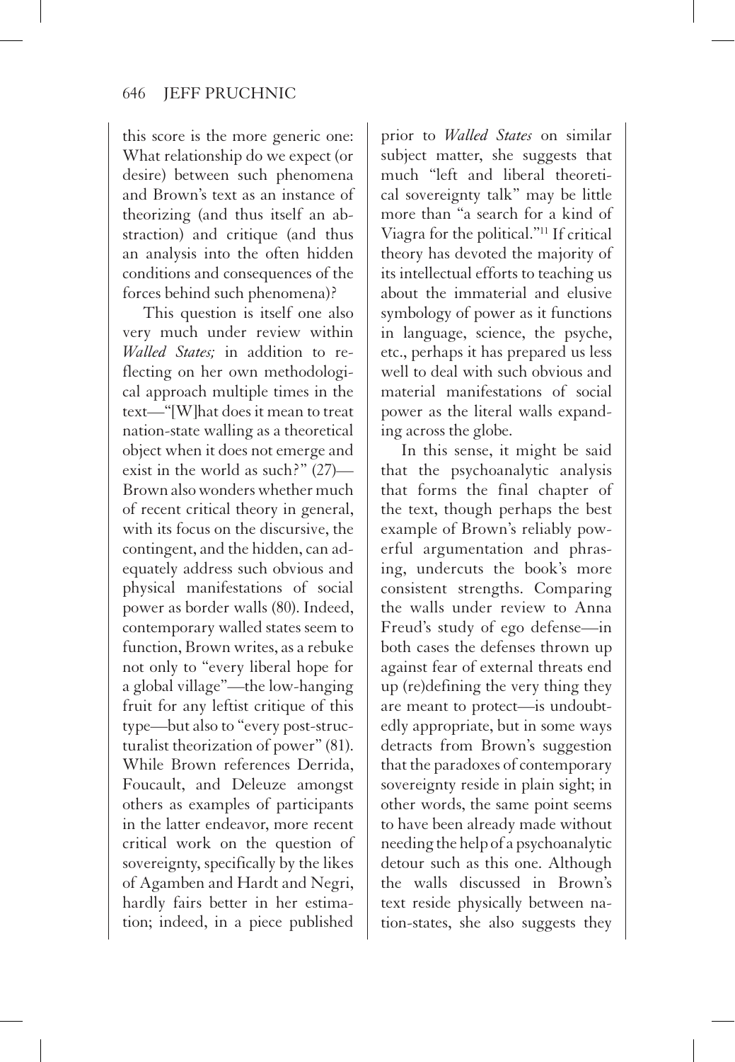this score is the more generic one: What relationship do we expect (or desire) between such phenomena and Brown's text as an instance of theorizing (and thus itself an abstraction) and critique (and thus an analysis into the often hidden conditions and consequences of the forces behind such phenomena)?

This question is itself one also very much under review within *Walled States;* in addition to reflecting on her own methodological approach multiple times in the text—"[W]hat does it mean to treat nation-state walling as a theoretical object when it does not emerge and exist in the world as such?" (27)—Brown also wonders whether much of recent critical theory in general, with its focus on the discursive, the contingent, and the hidden, can adequately address such obvious and physical manifestations of social power as border walls (80). Indeed, contemporary walled states seem to function, Brown writes, as a rebuke not only to "every liberal hope for a global village"—the low-hanging fruit for any leftist critique of this type—but also to "every post-structuralist theorization of power" (81). While Brown references Derrida, Foucault, and Deleuze amongst others as examples of participants in the latter endeavor, more recent critical work on the question of sovereignty, specifically by the likes of Agamben and Hardt and Negri, hardly fairs better in her estimation; indeed, in a piece published prior to *Walled States* on similar subject matter, she suggests that much "left and liberal theoretical sovereignty talk" may be little more than "a search for a kind of Viagra for the political."[11] If critical theory has devoted the majority of its intellectual efforts to teaching us about the immaterial and elusive symbology of power as it functions in language, science, the psyche, etc., perhaps it has prepared us less well to deal with such obvious and material manifestations of social power as the literal walls expanding across the globe.

In this sense, it might be said that the psychoanalytic analysis that forms the final chapter of the text, though perhaps the best example of Brown's reliably powerful argumentation and phrasing, undercuts the book's more consistent strengths. Comparing the walls under review to Anna Freud's study of ego defense—in both cases the defenses thrown up against fear of external threats end up (re)defining the very thing they are meant to protect—is undoubtedly appropriate, but in some ways detracts from Brown's suggestion that the paradoxes of contemporary sovereignty reside in plain sight; in other words, the same point seems to have been already made without needing the help of a psychoanalytic detour such as this one. Although the walls discussed in Brown's text reside physically between nation-states, she also suggests they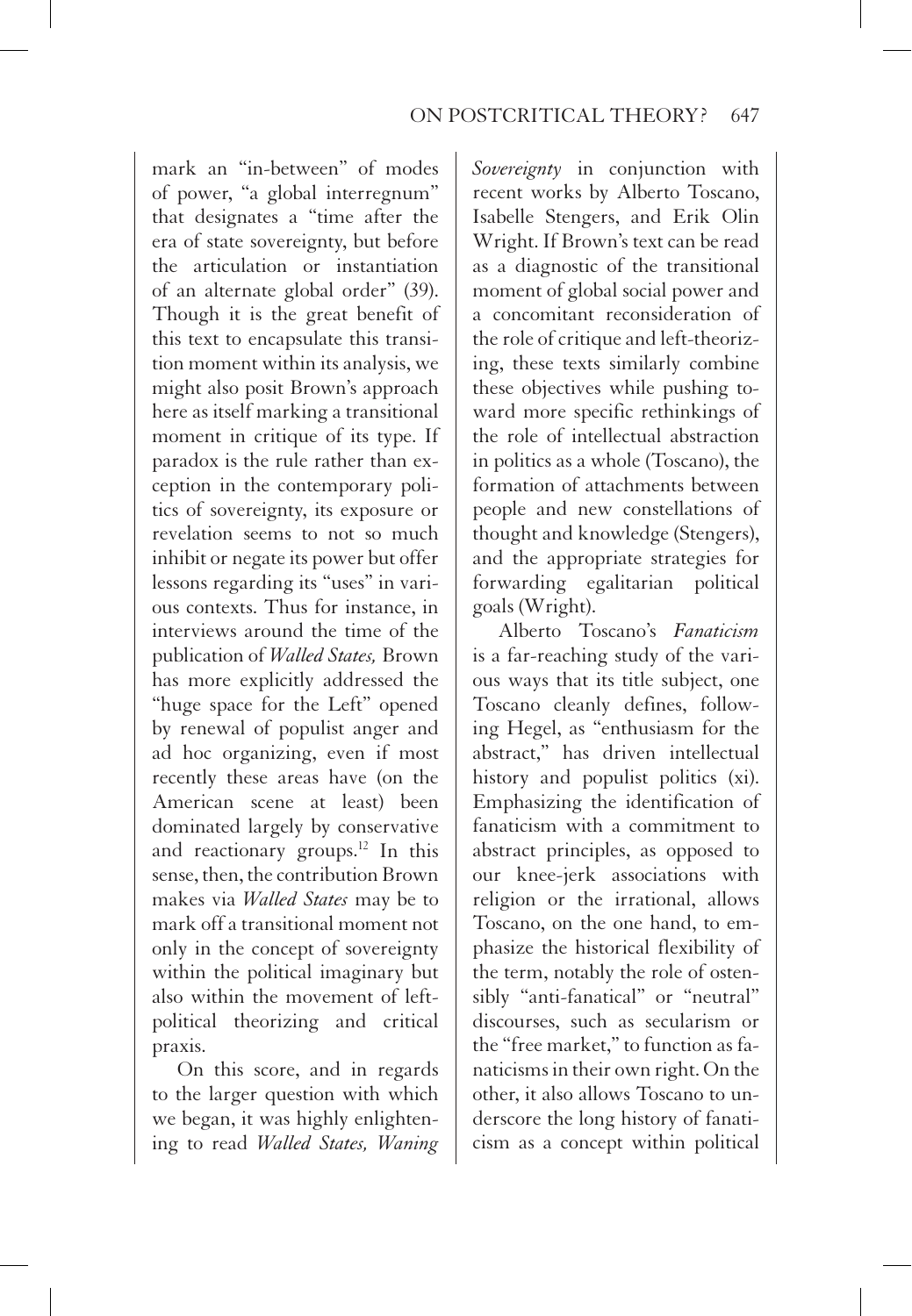mark an "in-between" of modes of power, "a global interregnum" that designates a "time after the era of state sovereignty, but before the articulation or instantiation of an alternate global order" (39). Though it is the great benefit of this text to encapsulate this transition moment within its analysis, we might also posit Brown's approach here as itself marking a transitional moment in critique of its type. If paradox is the rule rather than exception in the contemporary politics of sovereignty, its exposure or revelation seems to not so much inhibit or negate its power but offer lessons regarding its "uses" in various contexts. Thus for instance, in interviews around the time of the publication of *Walled States,* Brown has more explicitly addressed the "huge space for the Left" opened by renewal of populist anger and ad hoc organizing, even if most recently these areas have (on the American scene at least) been dominated largely by conservative and reactionary groups.[12] In this sense, then, the contribution Brown makes via *Walled States* may be to mark off a transitional moment not only in the concept of sovereignty within the political imaginary but also within the movement of left-political theorizing and critical praxis.

On this score, and in regards to the larger question with which we began, it was highly enlightening to read *Walled States, Waning Sovereignty* in conjunction with recent works by Alberto Toscano, Isabelle Stengers, and Erik Olin Wright. If Brown's text can be read as a diagnostic of the transitional moment of global social power and a concomitant reconsideration of the role of critique and left-theorizing, these texts similarly combine these objectives while pushing toward more specific rethinkings of the role of intellectual abstraction in politics as a whole (Toscano), the formation of attachments between people and new constellations of thought and knowledge (Stengers), and the appropriate strategies for forwarding egalitarian political goals (Wright).

Alberto Toscano's *Fanaticism* is a far-reaching study of the various ways that its title subject, one Toscano cleanly defines, following Hegel, as "enthusiasm for the abstract," has driven intellectual history and populist politics (xi). Emphasizing the identification of fanaticism with a commitment to abstract principles, as opposed to our knee-jerk associations with religion or the irrational, allows Toscano, on the one hand, to emphasize the historical flexibility of the term, notably the role of ostensibly "anti-fanatical" or "neutral" discourses, such as secularism or the "free market," to function as fanaticisms in their own right. On the other, it also allows Toscano to underscore the long history of fanaticism as a concept within political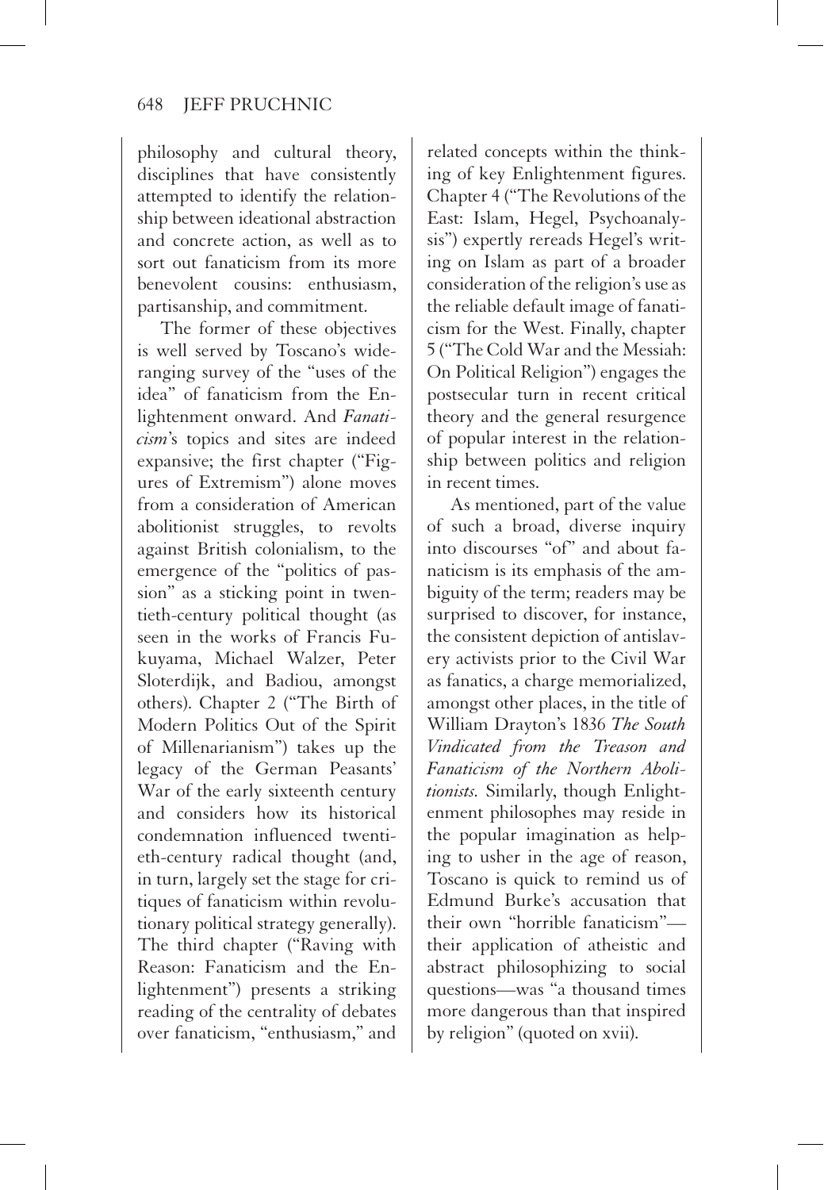philosophy and cultural theory, disciplines that have consistently attempted to identify the relationship between ideational abstraction and concrete action, as well as to sort out fanaticism from its more benevolent cousins: enthusiasm, partisanship, and commitment.

The former of these objectives is well served by Toscano's wide-ranging survey of the "uses of the idea" of fanaticism from the Enlightenment onward. And *Fanaticism*'s topics and sites are indeed expansive; the first chapter ("Figures of Extremism") alone moves from a consideration of American abolitionist struggles, to revolts against British colonialism, to the emergence of the "politics of passion" as a sticking point in twentieth-century political thought (as seen in the works of Francis Fukuyama, Michael Walzer, Peter Sloterdijk, and Badiou, amongst others). Chapter 2 ("The Birth of Modern Politics Out of the Spirit of Millenarianism") takes up the legacy of the German Peasants' War of the early sixteenth century and considers how its historical condemnation influenced twentieth-century radical thought (and, in turn, largely set the stage for critiques of fanaticism within revolutionary political strategy generally). The third chapter ("Raving with Reason: Fanaticism and the Enlightenment") presents a striking reading of the centrality of debates over fanaticism, "enthusiasm," and related concepts within the thinking of key Enlightenment figures. Chapter 4 ("The Revolutions of the East: Islam, Hegel, Psychoanalysis") expertly rereads Hegel's writing on Islam as part of a broader consideration of the religion's use as the reliable default image of fanaticism for the West. Finally, chapter 5 ("The Cold War and the Messiah: On Political Religion") engages the postsecular turn in recent critical theory and the general resurgence of popular interest in the relationship between politics and religion in recent times.

As mentioned, part of the value of such a broad, diverse inquiry into discourses "of" and about fanaticism is its emphasis of the ambiguity of the term; readers may be surprised to discover, for instance, the consistent depiction of antislavery activists prior to the Civil War as fanatics, a charge memorialized, amongst other places, in the title of William Drayton's 1836 *The South Vindicated from the Treason and Fanaticism of the Northern Abolitionists.* Similarly, though Enlightenment philosophes may reside in the popular imagination as helping to usher in the age of reason, Toscano is quick to remind us of Edmund Burke's accusation that their own "horrible fanaticism"—their application of atheistic and abstract philosophizing to social questions—was "a thousand times more dangerous than that inspired by religion" (quoted on xvii).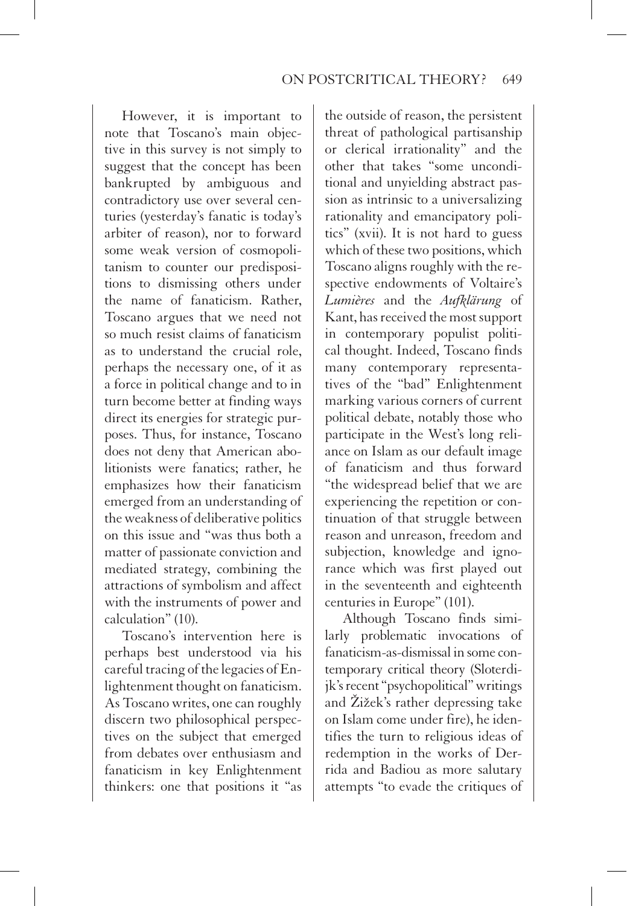However, it is important to note that Toscano's main objective in this survey is not simply to suggest that the concept has been bankrupted by ambiguous and contradictory use over several centuries (yesterday's fanatic is today's arbiter of reason), nor to forward some weak version of cosmopolitanism to counter our predispositions to dismissing others under the name of fanaticism. Rather, Toscano argues that we need not so much resist claims of fanaticism as to understand the crucial role, perhaps the necessary one, of it as a force in political change and to in turn become better at finding ways direct its energies for strategic purposes. Thus, for instance, Toscano does not deny that American abolitionists were fanatics; rather, he emphasizes how their fanaticism emerged from an understanding of the weakness of deliberative politics on this issue and "was thus both a matter of passionate conviction and mediated strategy, combining the attractions of symbolism and affect with the instruments of power and calculation" (10).

Toscano's intervention here is perhaps best understood via his careful tracing of the legacies of Enlightenment thought on fanaticism. As Toscano writes, one can roughly discern two philosophical perspectives on the subject that emerged from debates over enthusiasm and fanaticism in key Enlightenment thinkers: one that positions it "as the outside of reason, the persistent threat of pathological partisanship or clerical irrationality" and the other that takes "some unconditional and unyielding abstract passion as intrinsic to a universalizing rationality and emancipatory politics" (xvii). It is not hard to guess which of these two positions, which Toscano aligns roughly with the respective endowments of Voltaire's *Lumières* and the *Aufklärung* of Kant, has received the most support in contemporary populist political thought. Indeed, Toscano finds many contemporary representatives of the "bad" Enlightenment marking various corners of current political debate, notably those who participate in the West's long reliance on Islam as our default image of fanaticism and thus forward "the widespread belief that we are experiencing the repetition or continuation of that struggle between reason and unreason, freedom and subjection, knowledge and ignorance which was first played out in the seventeenth and eighteenth centuries in Europe" (101).

Although Toscano finds similarly problematic invocations of fanaticism-as-dismissal in some contemporary critical theory (Sloterdijk's recent "psychopolitical" writings and Žižek's rather depressing take on Islam come under fire), he identifies the turn to religious ideas of redemption in the works of Derrida and Badiou as more salutary attempts "to evade the critiques of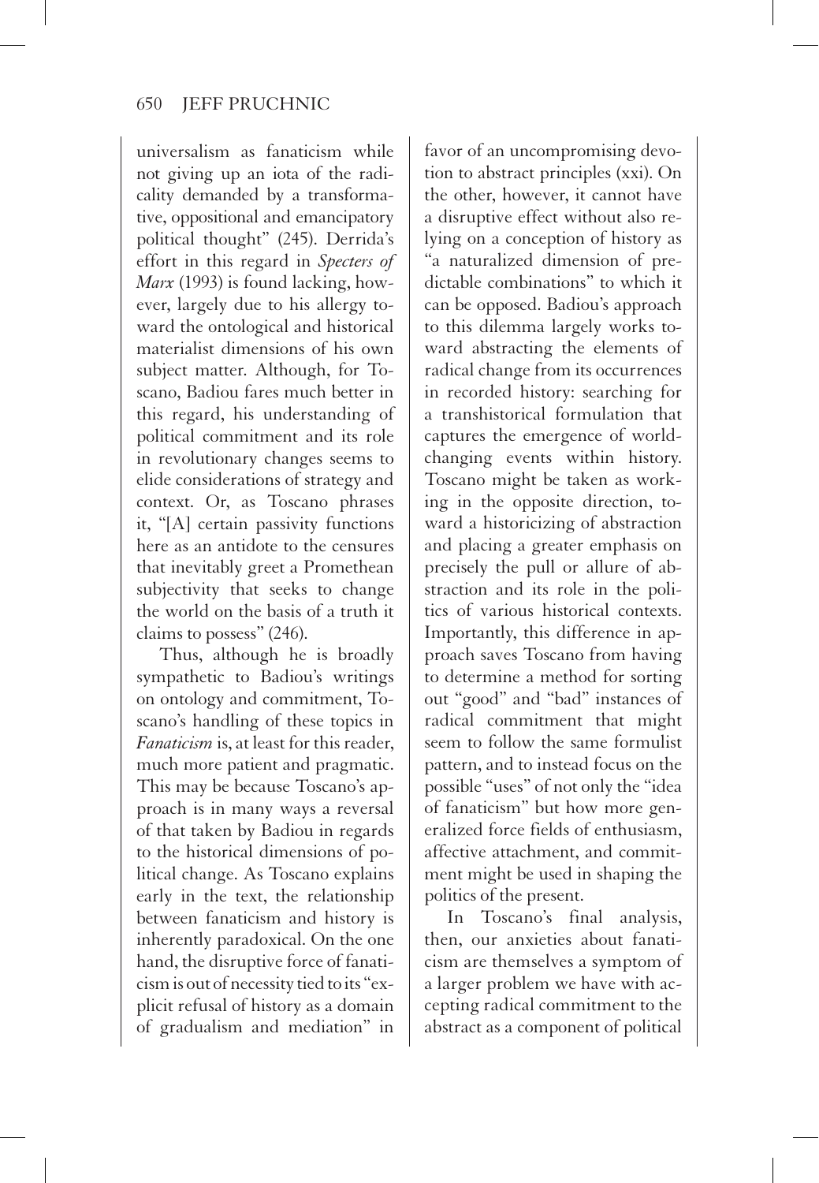universalism as fanaticism while not giving up an iota of the radicality demanded by a transformative, oppositional and emancipatory political thought" (245). Derrida's effort in this regard in *Specters of Marx* (1993) is found lacking, however, largely due to his allergy toward the ontological and historical materialist dimensions of his own subject matter. Although, for Toscano, Badiou fares much better in this regard, his understanding of political commitment and its role in revolutionary changes seems to elide considerations of strategy and context. Or, as Toscano phrases it, "[A] certain passivity functions here as an antidote to the censures that inevitably greet a Promethean subjectivity that seeks to change the world on the basis of a truth it claims to possess" (246).

Thus, although he is broadly sympathetic to Badiou's writings on ontology and commitment, Toscano's handling of these topics in *Fanaticism* is, at least for this reader, much more patient and pragmatic. This may be because Toscano's approach is in many ways a reversal of that taken by Badiou in regards to the historical dimensions of political change. As Toscano explains early in the text, the relationship between fanaticism and history is inherently paradoxical. On the one hand, the disruptive force of fanaticism is out of necessity tied to its "explicit refusal of history as a domain of gradualism and mediation" in favor of an uncompromising devotion to abstract principles (xxi). On the other, however, it cannot have a disruptive effect without also relying on a conception of history as "a naturalized dimension of predictable combinations" to which it can be opposed. Badiou's approach to this dilemma largely works toward abstracting the elements of radical change from its occurrences in recorded history: searching for a transhistorical formulation that captures the emergence of world-changing events within history. Toscano might be taken as working in the opposite direction, toward a historicizing of abstraction and placing a greater emphasis on precisely the pull or allure of abstraction and its role in the politics of various historical contexts. Importantly, this difference in approach saves Toscano from having to determine a method for sorting out "good" and "bad" instances of radical commitment that might seem to follow the same formulist pattern, and to instead focus on the possible "uses" of not only the "idea of fanaticism" but how more generalized force fields of enthusiasm, affective attachment, and commitment might be used in shaping the politics of the present.

In Toscano's final analysis, then, our anxieties about fanaticism are themselves a symptom of a larger problem we have with accepting radical commitment to the abstract as a component of political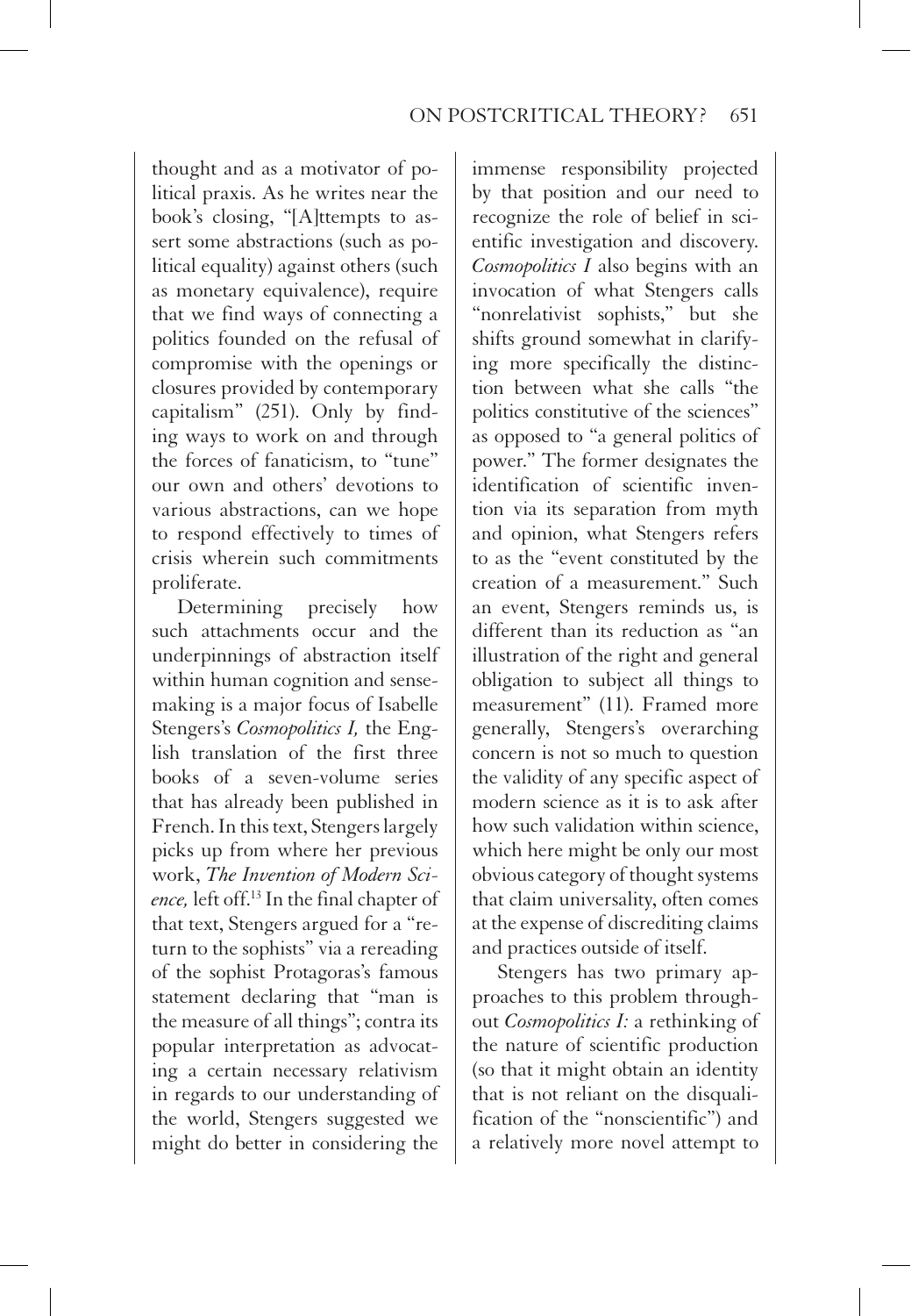thought and as a motivator of political praxis. As he writes near the book's closing, "[A]ttempts to assert some abstractions (such as political equality) against others (such as monetary equivalence), require that we find ways of connecting a politics founded on the refusal of compromise with the openings or closures provided by contemporary capitalism" (251). Only by finding ways to work on and through the forces of fanaticism, to "tune" our own and others' devotions to various abstractions, can we hope to respond effectively to times of crisis wherein such commitments proliferate.

Determining precisely how such attachments occur and the underpinnings of abstraction itself within human cognition and sense-making is a major focus of Isabelle Stengers's *Cosmopolitics I,* the English translation of the first three books of a seven-volume series that has already been published in French. In this text, Stengers largely picks up from where her previous work, *The Invention of Modern Science,* left off.[13] In the final chapter of that text, Stengers argued for a "return to the sophists" via a rereading of the sophist Protagoras's famous statement declaring that "man is the measure of all things"; contra its popular interpretation as advocating a certain necessary relativism in regards to our understanding of the world, Stengers suggested we might do better in considering the immense responsibility projected by that position and our need to recognize the role of belief in scientific investigation and discovery. *Cosmopolitics I* also begins with an invocation of what Stengers calls "nonrelativist sophists," but she shifts ground somewhat in clarifying more specifically the distinction between what she calls "the politics constitutive of the sciences" as opposed to "a general politics of power." The former designates the identification of scientific invention via its separation from myth and opinion, what Stengers refers to as the "event constituted by the creation of a measurement." Such an event, Stengers reminds us, is different than its reduction as "an illustration of the right and general obligation to subject all things to measurement" (11). Framed more generally, Stengers's overarching concern is not so much to question the validity of any specific aspect of modern science as it is to ask after how such validation within science, which here might be only our most obvious category of thought systems that claim universality, often comes at the expense of discrediting claims and practices outside of itself.

Stengers has two primary approaches to this problem throughout *Cosmopolitics I:* a rethinking of the nature of scientific production (so that it might obtain an identity that is not reliant on the disqualification of the "nonscientific") and a relatively more novel attempt to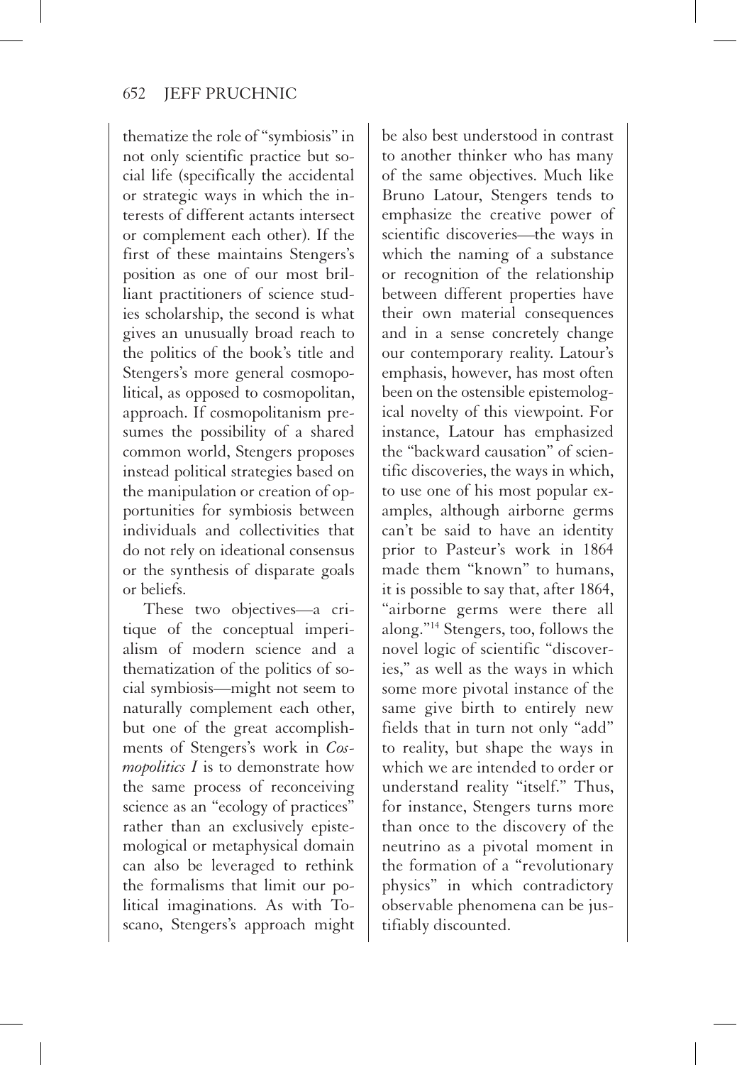thematize the role of "symbiosis" in not only scientific practice but social life (specifically the accidental or strategic ways in which the interests of different actants intersect or complement each other). If the first of these maintains Stengers's position as one of our most brilliant practitioners of science studies scholarship, the second is what gives an unusually broad reach to the politics of the book's title and Stengers's more general cosmopolitical, as opposed to cosmopolitan, approach. If cosmopolitanism presumes the possibility of a shared common world, Stengers proposes instead political strategies based on the manipulation or creation of opportunities for symbiosis between individuals and collectivities that do not rely on ideational consensus or the synthesis of disparate goals or beliefs.

These two objectives—a critique of the conceptual imperialism of modern science and a thematization of the politics of social symbiosis—might not seem to naturally complement each other, but one of the great accomplishments of Stengers's work in *Cosmopolitics I* is to demonstrate how the same process of reconceiving science as an "ecology of practices" rather than an exclusively epistemological or metaphysical domain can also be leveraged to rethink the formalisms that limit our political imaginations. As with Toscano, Stengers's approach might be also best understood in contrast to another thinker who has many of the same objectives. Much like Bruno Latour, Stengers tends to emphasize the creative power of scientific discoveries—the ways in which the naming of a substance or recognition of the relationship between different properties have their own material consequences and in a sense concretely change our contemporary reality. Latour's emphasis, however, has most often been on the ostensible epistemological novelty of this viewpoint. For instance, Latour has emphasized the "backward causation" of scientific discoveries, the ways in which, to use one of his most popular examples, although airborne germs can't be said to have an identity prior to Pasteur's work in 1864 made them "known" to humans, it is possible to say that, after 1864, "airborne germs were there all along."[14] Stengers, too, follows the novel logic of scientific "discoveries," as well as the ways in which some more pivotal instance of the same give birth to entirely new fields that in turn not only "add" to reality, but shape the ways in which we are intended to order or understand reality "itself." Thus, for instance, Stengers turns more than once to the discovery of the neutrino as a pivotal moment in the formation of a "revolutionary physics" in which contradictory observable phenomena can be justifiably discounted.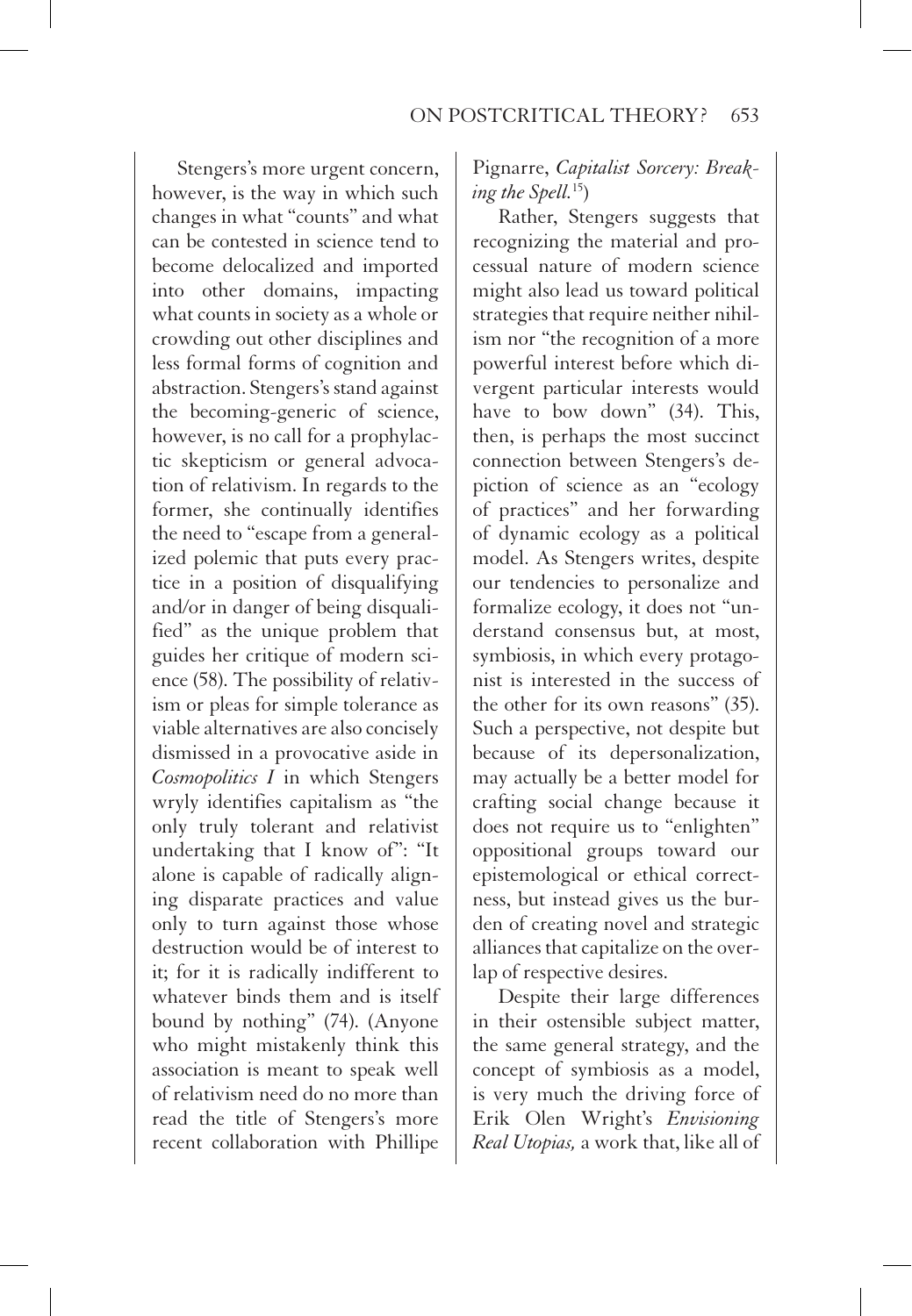Stengers's more urgent concern, however, is the way in which such changes in what "counts" and what can be contested in science tend to become delocalized and imported into other domains, impacting what counts in society as a whole or crowding out other disciplines and less formal forms of cognition and abstraction. Stengers's stand against the becoming-generic of science, however, is no call for a prophylactic skepticism or general advocation of relativism. In regards to the former, she continually identifies the need to "escape from a generalized polemic that puts every practice in a position of disqualifying and/or in danger of being disqualified" as the unique problem that guides her critique of modern science (58). The possibility of relativism or pleas for simple tolerance as viable alternatives are also concisely dismissed in a provocative aside in *Cosmopolitics I* in which Stengers wryly identifies capitalism as "the only truly tolerant and relativist undertaking that I know of": "It alone is capable of radically aligning disparate practices and value only to turn against those whose destruction would be of interest to it; for it is radically indifferent to whatever binds them and is itself bound by nothing" (74). (Anyone who might mistakenly think this association is meant to speak well of relativism need do no more than read the title of Stengers's more recent collaboration with Phillipe Pignarre, *Capitalist Sorcery: Breaking the Spell.*[15])

Rather, Stengers suggests that recognizing the material and processual nature of modern science might also lead us toward political strategies that require neither nihilism nor "the recognition of a more powerful interest before which divergent particular interests would have to bow down" (34). This, then, is perhaps the most succinct connection between Stengers's depiction of science as an "ecology of practices" and her forwarding of dynamic ecology as a political model. As Stengers writes, despite our tendencies to personalize and formalize ecology, it does not "understand consensus but, at most, symbiosis, in which every protagonist is interested in the success of the other for its own reasons" (35). Such a perspective, not despite but because of its depersonalization, may actually be a better model for crafting social change because it does not require us to "enlighten" oppositional groups toward our epistemological or ethical correctness, but instead gives us the burden of creating novel and strategic alliances that capitalize on the overlap of respective desires.

Despite their large differences in their ostensible subject matter, the same general strategy, and the concept of symbiosis as a model, is very much the driving force of Erik Olen Wright's *Envisioning Real Utopias,* a work that, like all of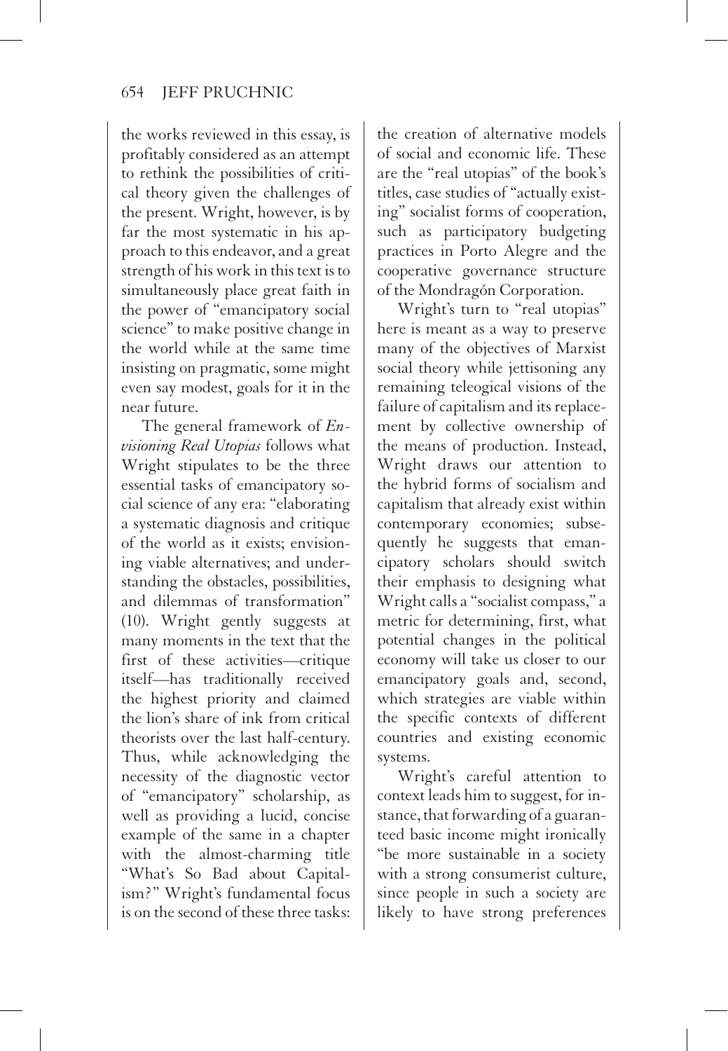the works reviewed in this essay, is profitably considered as an attempt to rethink the possibilities of critical theory given the challenges of the present. Wright, however, is by far the most systematic in his approach to this endeavor, and a great strength of his work in this text is to simultaneously place great faith in the power of "emancipatory social science" to make positive change in the world while at the same time insisting on pragmatic, some might even say modest, goals for it in the near future.

The general framework of *Envisioning Real Utopias* follows what Wright stipulates to be the three essential tasks of emancipatory social science of any era: "elaborating a systematic diagnosis and critique of the world as it exists; envisioning viable alternatives; and understanding the obstacles, possibilities, and dilemmas of transformation" (10). Wright gently suggests at many moments in the text that the first of these activities—critique itself—has traditionally received the highest priority and claimed the lion's share of ink from critical theorists over the last half-century. Thus, while acknowledging the necessity of the diagnostic vector of "emancipatory" scholarship, as well as providing a lucid, concise example of the same in a chapter with the almost-charming title "What's So Bad about Capitalism?" Wright's fundamental focus is on the second of these three tasks: the creation of alternative models of social and economic life. These are the "real utopias" of the book's titles, case studies of "actually existing" socialist forms of cooperation, such as participatory budgeting practices in Porto Alegre and the cooperative governance structure of the Mondragón Corporation.

Wright's turn to "real utopias" here is meant as a way to preserve many of the objectives of Marxist social theory while jettisoning any remaining teleogical visions of the failure of capitalism and its replacement by collective ownership of the means of production. Instead, Wright draws our attention to the hybrid forms of socialism and capitalism that already exist within contemporary economies; subsequently he suggests that emancipatory scholars should switch their emphasis to designing what Wright calls a "socialist compass," a metric for determining, first, what potential changes in the political economy will take us closer to our emancipatory goals and, second, which strategies are viable within the specific contexts of different countries and existing economic systems.

Wright's careful attention to context leads him to suggest, for instance, that forwarding of a guaranteed basic income might ironically "be more sustainable in a society with a strong consumerist culture, since people in such a society are likely to have strong preferences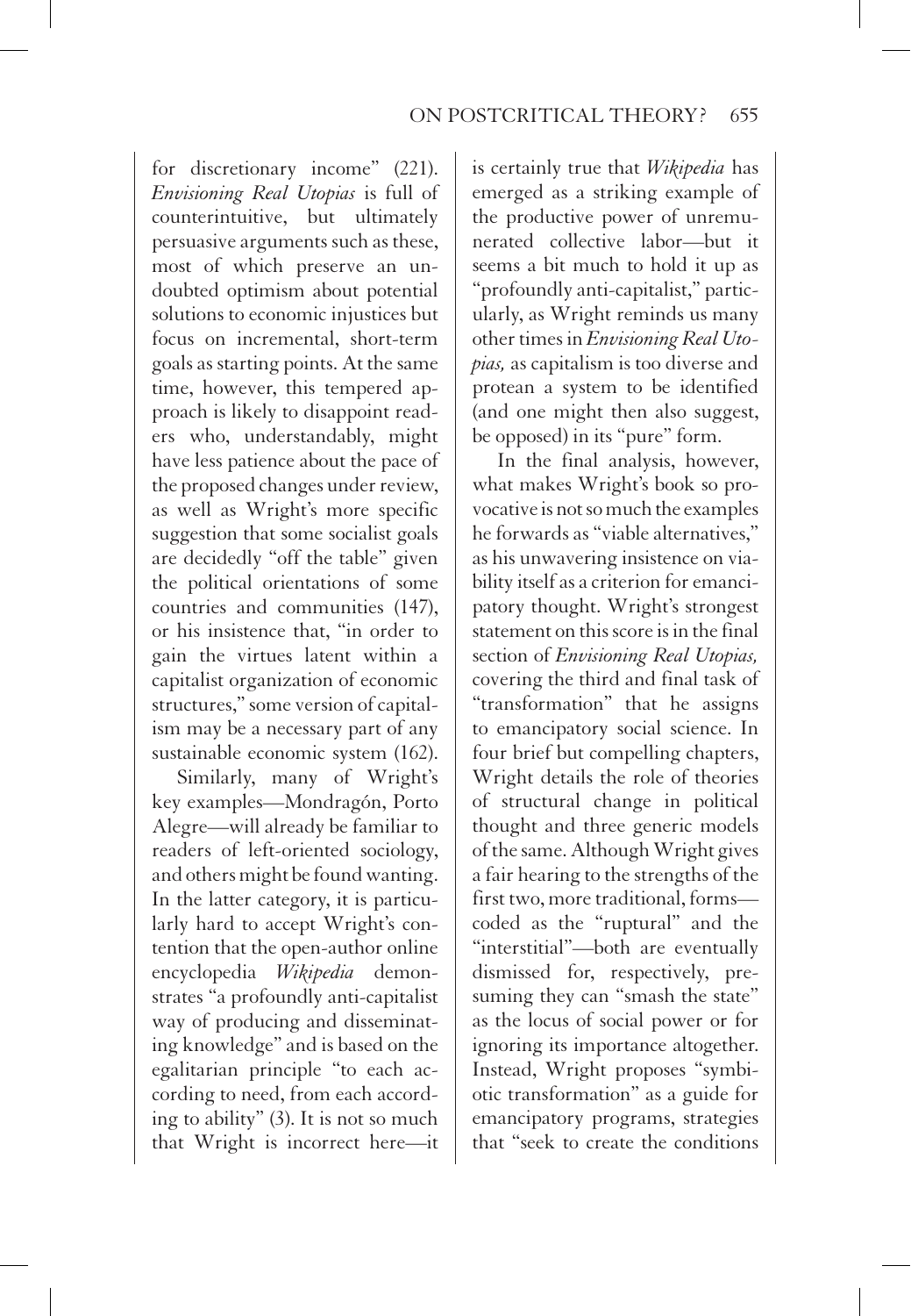for discretionary income" (221). *Envisioning Real Utopias* is full of counterintuitive, but ultimately persuasive arguments such as these, most of which preserve an undoubted optimism about potential solutions to economic injustices but focus on incremental, short-term goals as starting points. At the same time, however, this tempered approach is likely to disappoint readers who, understandably, might have less patience about the pace of the proposed changes under review, as well as Wright's more specific suggestion that some socialist goals are decidedly "off the table" given the political orientations of some countries and communities (147), or his insistence that, "in order to gain the virtues latent within a capitalist organization of economic structures," some version of capitalism may be a necessary part of any sustainable economic system (162).

Similarly, many of Wright's key examples—Mondragón, Porto Alegre—will already be familiar to readers of left-oriented sociology, and others might be found wanting. In the latter category, it is particularly hard to accept Wright's contention that the open-author online encyclopedia *Wikipedia* demonstrates "a profoundly anti-capitalist way of producing and disseminating knowledge" and is based on the egalitarian principle "to each according to need, from each according to ability" (3). It is not so much that Wright is incorrect here—it is certainly true that *Wikipedia* has emerged as a striking example of the productive power of unremunerated collective labor—but it seems a bit much to hold it up as "profoundly anti-capitalist," particularly, as Wright reminds us many other times in *Envisioning Real Utopias,* as capitalism is too diverse and protean a system to be identified (and one might then also suggest, be opposed) in its "pure" form.

In the final analysis, however, what makes Wright's book so provocative is not so much the examples he forwards as "viable alternatives," as his unwavering insistence on viability itself as a criterion for emancipatory thought. Wright's strongest statement on this score is in the final section of *Envisioning Real Utopias,* covering the third and final task of "transformation" that he assigns to emancipatory social science. In four brief but compelling chapters, Wright details the role of theories of structural change in political thought and three generic models of the same. Although Wright gives a fair hearing to the strengths of the first two, more traditional, forms—coded as the "ruptural" and the "interstitial"—both are eventually dismissed for, respectively, presuming they can "smash the state" as the locus of social power or for ignoring its importance altogether. Instead, Wright proposes "symbiotic transformation" as a guide for emancipatory programs, strategies that "seek to create the conditions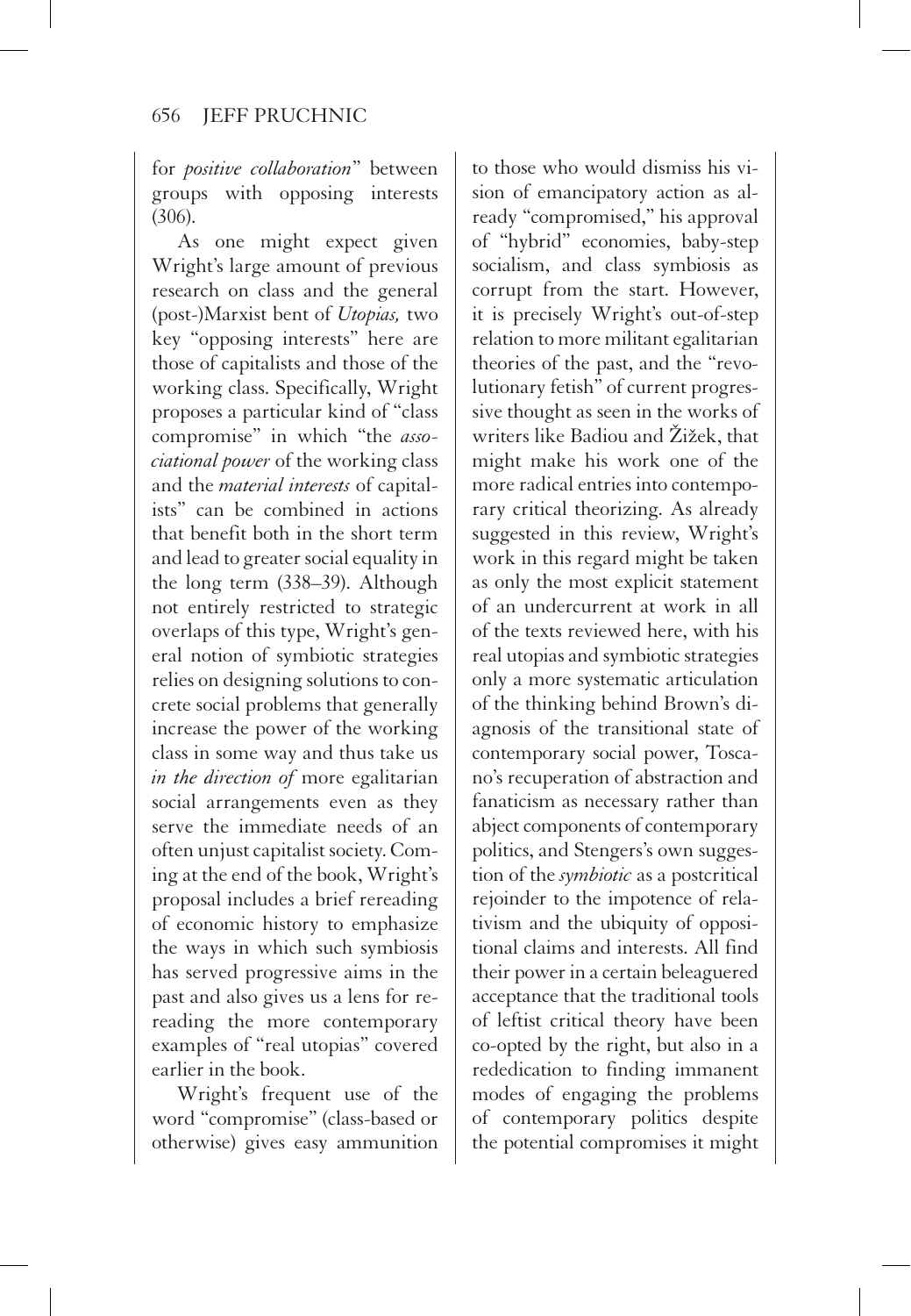for *positive collaboration*" between groups with opposing interests (306).

As one might expect given Wright's large amount of previous research on class and the general (post-)Marxist bent of *Utopias,* two key "opposing interests" here are those of capitalists and those of the working class. Specifically, Wright proposes a particular kind of "class compromise" in which "the *associational power* of the working class and the *material interests* of capitalists" can be combined in actions that benefit both in the short term and lead to greater social equality in the long term (338–39). Although not entirely restricted to strategic overlaps of this type, Wright's general notion of symbiotic strategies relies on designing solutions to concrete social problems that generally increase the power of the working class in some way and thus take us *in the direction of* more egalitarian social arrangements even as they serve the immediate needs of an often unjust capitalist society. Coming at the end of the book, Wright's proposal includes a brief rereading of economic history to emphasize the ways in which such symbiosis has served progressive aims in the past and also gives us a lens for rereading the more contemporary examples of "real utopias" covered earlier in the book.

Wright's frequent use of the word "compromise" (class-based or otherwise) gives easy ammunition to those who would dismiss his vision of emancipatory action as already "compromised," his approval of "hybrid" economies, baby-step socialism, and class symbiosis as corrupt from the start. However, it is precisely Wright's out-of-step relation to more militant egalitarian theories of the past, and the "revolutionary fetish" of current progressive thought as seen in the works of writers like Badiou and Žižek, that might make his work one of the more radical entries into contemporary critical theorizing. As already suggested in this review, Wright's work in this regard might be taken as only the most explicit statement of an undercurrent at work in all of the texts reviewed here, with his real utopias and symbiotic strategies only a more systematic articulation of the thinking behind Brown's diagnosis of the transitional state of contemporary social power, Toscano's recuperation of abstraction and fanaticism as necessary rather than abject components of contemporary politics, and Stengers's own suggestion of the *symbiotic* as a postcritical rejoinder to the impotence of relativism and the ubiquity of oppositional claims and interests. All find their power in a certain beleaguered acceptance that the traditional tools of leftist critical theory have been co-opted by the right, but also in a rededication to finding immanent modes of engaging the problems of contemporary politics despite the potential compromises it might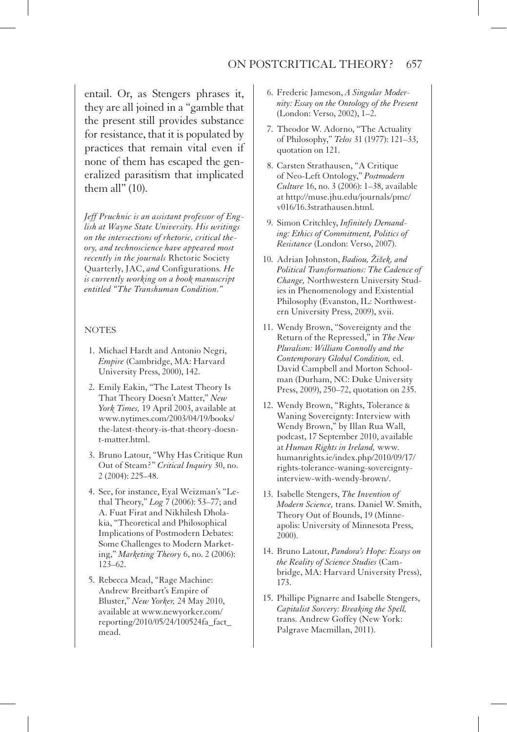entail. Or, as Stengers phrases it, they are all joined in a "gamble that the present still provides substance for resistance, that it is populated by practices that remain vital even if none of them has escaped the generalized parasitism that implicated them all" (10).

*Jeff Pruchnic is an assistant professor of English at Wayne State University. His writings on the intersections of rhetoric, critical theory, and technoscience have appeared most recently in the journals* Rhetoric Society Quarterly, JAC, *and* Configurations. *He is currently working on a book manuscript entitled "The Transhuman Condition."*

## NOTES

1. Michael Hardt and Antonio Negri, *Empire* (Cambridge, MA: Harvard University Press, 2000), 142.
2. Emily Eakin, "The Latest Theory Is That Theory Doesn't Matter," *New York Times,* 19 April 2003, available at www.nytimes.com/2003/04/19/books/the-latest-theory-is-that-theory-doesnt-matter.html.
3. Bruno Latour, "Why Has Critique Run Out of Steam?" *Critical Inquiry* 30, no. 2 (2004): 225–48.
4. See, for instance, Eyal Weizman's "Lethal Theory," *Log* 7 (2006): 53–77; and A. Fuat Firat and Nikhilesh Dholakia, "Theoretical and Philosophical Implications of Postmodern Debates: Some Challenges to Modern Marketing," *Marketing Theory* 6, no. 2 (2006): 123–62.
5. Rebecca Mead, "Rage Machine: Andrew Breitbart's Empire of Bluster," *New Yorker,* 24 May 2010, available at www.newyorker.com/reporting/2010/05/24/100524fa_fact_mead.
6. Frederic Jameson, *A Singular Modernity: Essay on the Ontology of the Present* (London: Verso, 2002), 1–2.
7. Theodor W. Adorno, "The Actuality of Philosophy," *Telos* 31 (1977): 121–33, quotation on 121.
8. Carsten Strathausen, "A Critique of Neo-Left Ontology," *Postmodern Culture* 16, no. 3 (2006): 1–38, available at http://muse.jhu.edu/journals/pmc/v016/16.3strathausen.html.
9. Simon Critchley, *Infinitely Demanding: Ethics of Commitment, Politics of Resistance* (London: Verso, 2007).
10. Adrian Johnston, *Badiou, Žižek, and Political Transformations: The Cadence of Change,* Northwestern University Studies in Phenomenology and Existential Philosophy (Evanston, IL: Northwestern University Press, 2009), xvii.
11. Wendy Brown, "Sovereignty and the Return of the Repressed," in *The New Pluralism: William Connolly and the Contemporary Global Condition,* ed. David Campbell and Morton Schoolman (Durham, NC: Duke University Press, 2009), 250–72, quotation on 235.
12. Wendy Brown, "Rights, Tolerance & Waning Sovereignty: Interview with Wendy Brown," by Illan Rua Wall, podcast, 17 September 2010, available at *Human Rights in Ireland,* www.humanrights.ie/index.php/2010/09/17/rights-tolerance-waning-sovereignty-interview-with-wendy-brown/.
13. Isabelle Stengers, *The Invention of Modern Science,* trans. Daniel W. Smith, Theory Out of Bounds, 19 (Minneapolis: University of Minnesota Press, 2000).
14. Bruno Latour, *Pandora's Hope: Essays on the Reality of Science Studies* (Cambridge, MA: Harvard University Press), 173.
15. Phillipe Pignarre and Isabelle Stengers, *Capitalist Sorcery: Breaking the Spell,* trans. Andrew Goffey (New York: Palgrave Macmillan, 2011).